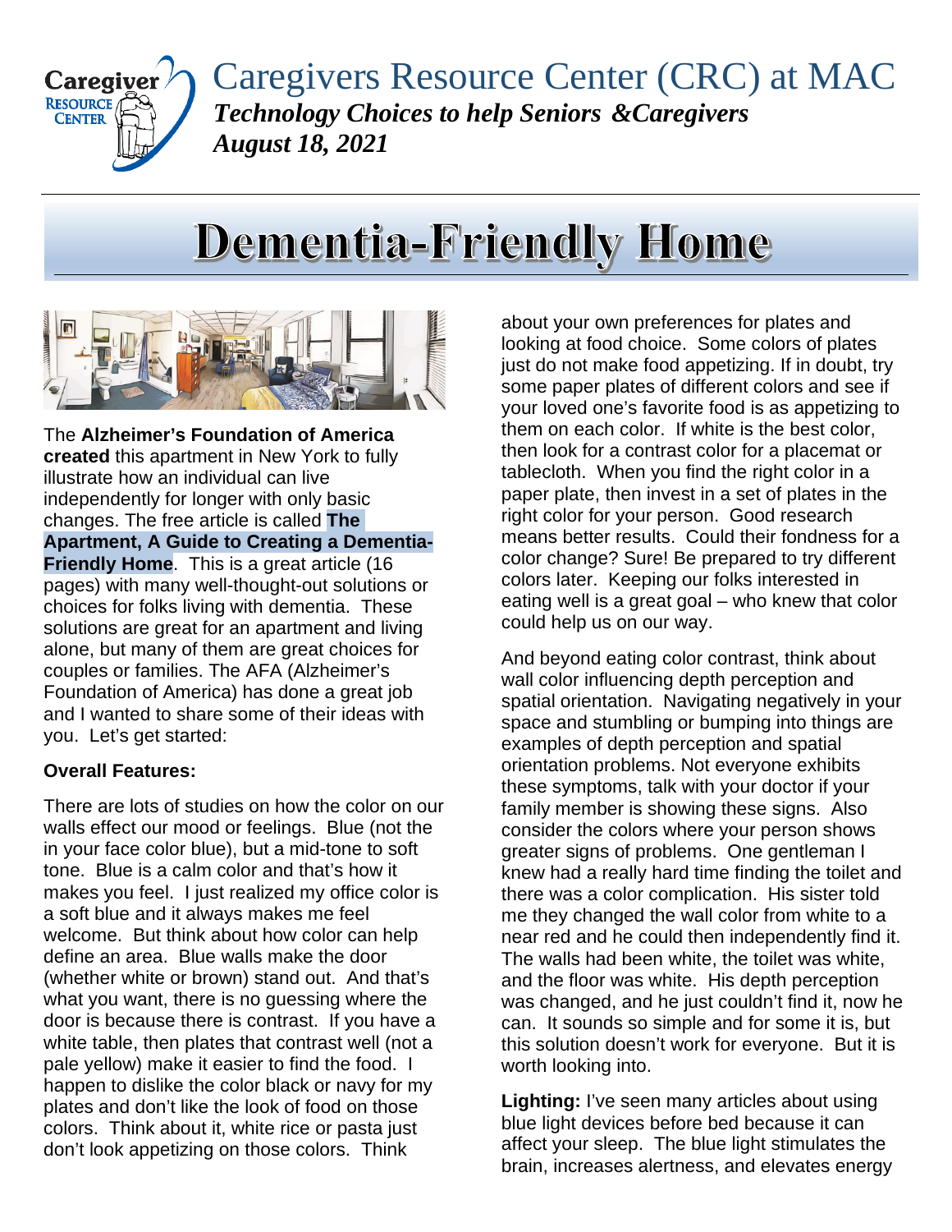# Caregivers Resource Center (CRC) at MAC

***Technology Choices to help Seniors &Caregivers***

***August 18, 2021***

# Dementia-Friendly Home

The **Alzheimer's Foundation of America created** this apartment in New York to fully illustrate how an individual can live independently for longer with only basic changes. The free article is called **The Apartment, A Guide to Creating a Dementia-Friendly Home**. This is a great article (16 pages) with many well-thought-out solutions or choices for folks living with dementia. These solutions are great for an apartment and living alone, but many of them are great choices for couples or families. The AFA (Alzheimer's Foundation of America) has done a great job and I wanted to share some of their ideas with you. Let's get started:

**Overall Features:**

There are lots of studies on how the color on our walls effect our mood or feelings. Blue (not the in your face color blue), but a mid-tone to soft tone. Blue is a calm color and that's how it makes you feel. I just realized my office color is a soft blue and it always makes me feel welcome. But think about how color can help define an area. Blue walls make the door (whether white or brown) stand out. And that's what you want, there is no guessing where the door is because there is contrast. If you have a white table, then plates that contrast well (not a pale yellow) make it easier to find the food. I happen to dislike the color black or navy for my plates and don't like the look of food on those colors. Think about it, white rice or pasta just don't look appetizing on those colors. Think about your own preferences for plates and looking at food choice. Some colors of plates just do not make food appetizing. If in doubt, try some paper plates of different colors and see if your loved one's favorite food is as appetizing to them on each color. If white is the best color, then look for a contrast color for a placemat or tablecloth. When you find the right color in a paper plate, then invest in a set of plates in the right color for your person. Good research means better results. Could their fondness for a color change? Sure! Be prepared to try different colors later. Keeping our folks interested in eating well is a great goal – who knew that color could help us on our way.

And beyond eating color contrast, think about wall color influencing depth perception and spatial orientation. Navigating negatively in your space and stumbling or bumping into things are examples of depth perception and spatial orientation problems. Not everyone exhibits these symptoms, talk with your doctor if your family member is showing these signs. Also consider the colors where your person shows greater signs of problems. One gentleman I knew had a really hard time finding the toilet and there was a color complication. His sister told me they changed the wall color from white to a near red and he could then independently find it. The walls had been white, the toilet was white, and the floor was white. His depth perception was changed, and he just couldn't find it, now he can. It sounds so simple and for some it is, but this solution doesn't work for everyone. But it is worth looking into.

**Lighting:** I've seen many articles about using blue light devices before bed because it can affect your sleep. The blue light stimulates the brain, increases alertness, and elevates energy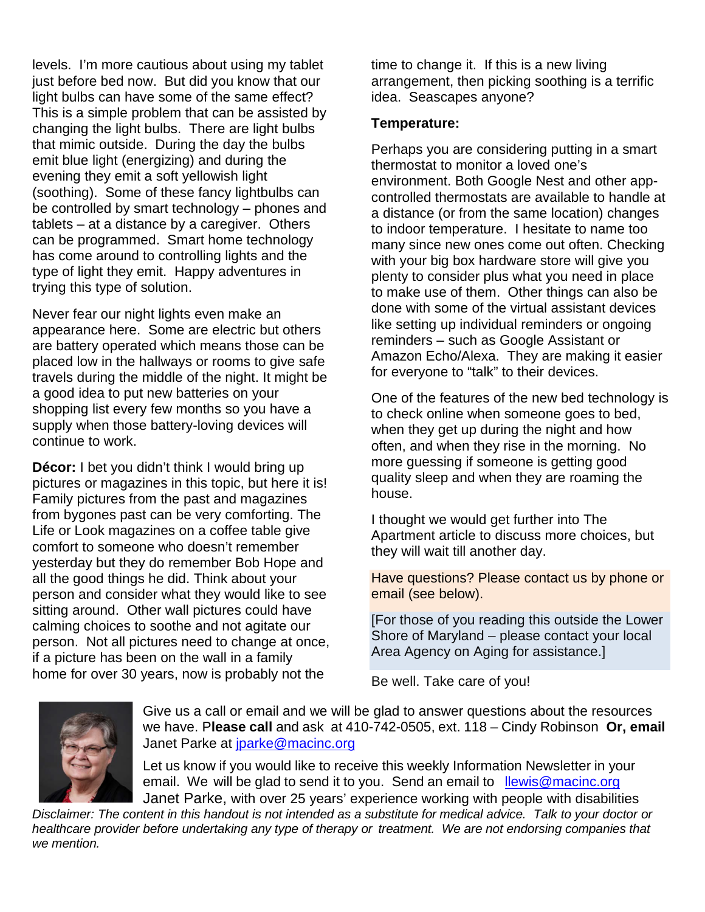levels. I'm more cautious about using my tablet just before bed now. But did you know that our light bulbs can have some of the same effect? This is a simple problem that can be assisted by changing the light bulbs. There are light bulbs that mimic outside. During the day the bulbs emit blue light (energizing) and during the evening they emit a soft yellowish light (soothing). Some of these fancy lightbulbs can be controlled by smart technology – phones and tablets – at a distance by a caregiver. Others can be programmed. Smart home technology has come around to controlling lights and the type of light they emit. Happy adventures in trying this type of solution.

Never fear our night lights even make an appearance here. Some are electric but others are battery operated which means those can be placed low in the hallways or rooms to give safe travels during the middle of the night. It might be a good idea to put new batteries on your shopping list every few months so you have a supply when those battery-loving devices will continue to work.

**Décor:** I bet you didn't think I would bring up pictures or magazines in this topic, but here it is! Family pictures from the past and magazines from bygones past can be very comforting. The Life or Look magazines on a coffee table give comfort to someone who doesn't remember yesterday but they do remember Bob Hope and all the good things he did. Think about your person and consider what they would like to see sitting around. Other wall pictures could have calming choices to soothe and not agitate our person. Not all pictures need to change at once, if a picture has been on the wall in a family home for over 30 years, now is probably not the time to change it. If this is a new living arrangement, then picking soothing is a terrific idea. Seascapes anyone?

**Temperature:**

Perhaps you are considering putting in a smart thermostat to monitor a loved one's environment. Both Google Nest and other app-controlled thermostats are available to handle at a distance (or from the same location) changes to indoor temperature. I hesitate to name too many since new ones come out often. Checking with your big box hardware store will give you plenty to consider plus what you need in place to make use of them. Other things can also be done with some of the virtual assistant devices like setting up individual reminders or ongoing reminders – such as Google Assistant or Amazon Echo/Alexa. They are making it easier for everyone to "talk" to their devices.

One of the features of the new bed technology is to check online when someone goes to bed, when they get up during the night and how often, and when they rise in the morning. No more guessing if someone is getting good quality sleep and when they are roaming the house.

I thought we would get further into The Apartment article to discuss more choices, but they will wait till another day.

Have questions? Please contact us by phone or email (see below).

[For those of you reading this outside the Lower Shore of Maryland – please contact your local Area Agency on Aging for assistance.]

Be well. Take care of you!

Give us a call or email and we will be glad to answer questions about the resources we have. P**lease call** and ask at 410-742-0505, ext. 118 – Cindy Robinson **Or, email** Janet Parke at jparke@macinc.org

Let us know if you would like to receive this weekly Information Newsletter in your email. We will be glad to send it to you. Send an email to llewis@macinc.org

Janet Parke, with over 25 years' experience working with people with disabilities

*Disclaimer: The content in this handout is not intended as a substitute for medical advice. Talk to your doctor or healthcare provider before undertaking any type of therapy or treatment. We are not endorsing companies that we mention.*